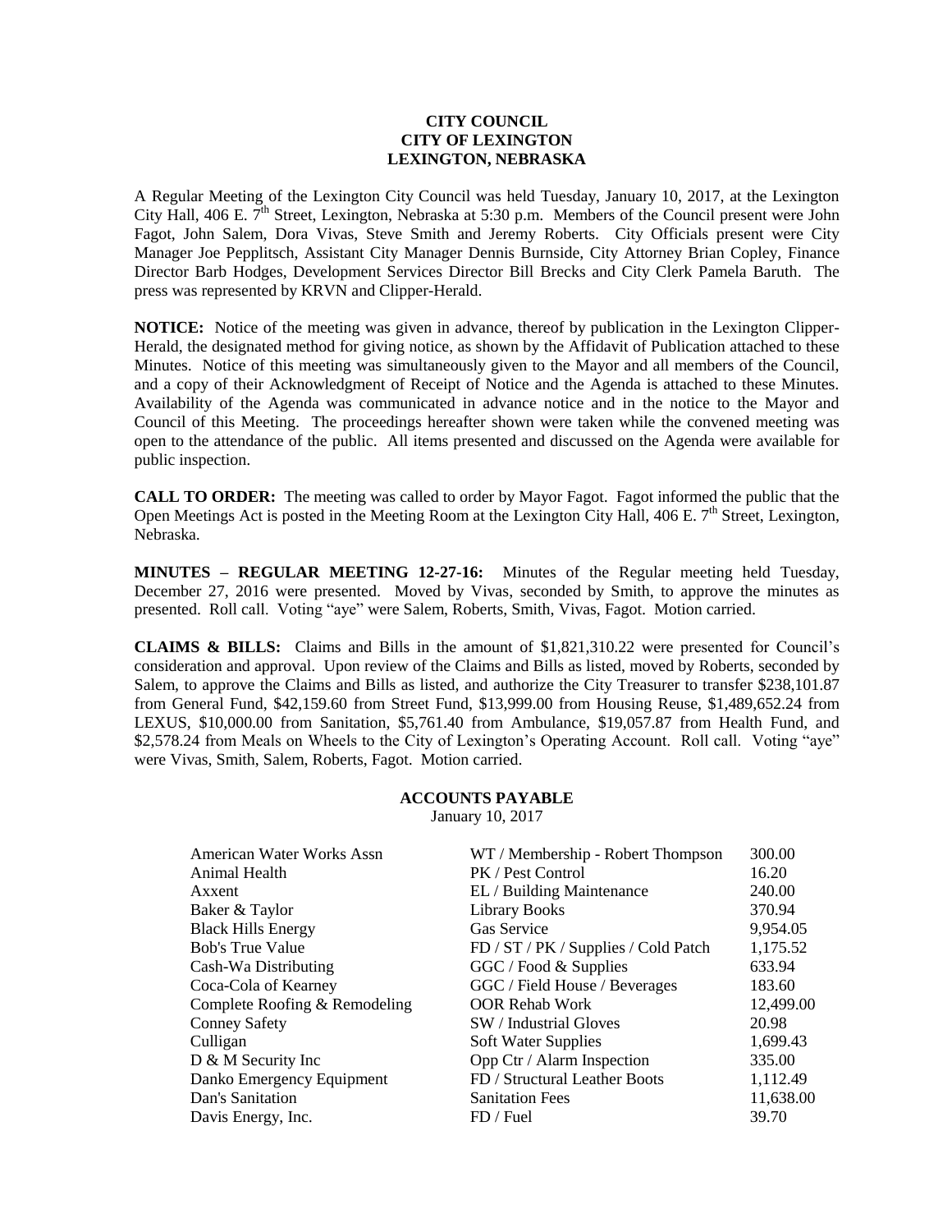# CITY COUNCIL
# CITY OF LEXINGTON
# LEXINGTON, NEBRASKA

A Regular Meeting of the Lexington City Council was held Tuesday, January 10, 2017, at the Lexington City Hall, 406 E. 7th Street, Lexington, Nebraska at 5:30 p.m. Members of the Council present were John Fagot, John Salem, Dora Vivas, Steve Smith and Jeremy Roberts. City Officials present were City Manager Joe Pepplitsch, Assistant City Manager Dennis Burnside, City Attorney Brian Copley, Finance Director Barb Hodges, Development Services Director Bill Brecks and City Clerk Pamela Baruth. The press was represented by KRVN and Clipper-Herald.

**NOTICE:** Notice of the meeting was given in advance, thereof by publication in the Lexington Clipper-Herald, the designated method for giving notice, as shown by the Affidavit of Publication attached to these Minutes. Notice of this meeting was simultaneously given to the Mayor and all members of the Council, and a copy of their Acknowledgment of Receipt of Notice and the Agenda is attached to these Minutes. Availability of the Agenda was communicated in advance notice and in the notice to the Mayor and Council of this Meeting. The proceedings hereafter shown were taken while the convened meeting was open to the attendance of the public. All items presented and discussed on the Agenda were available for public inspection.

**CALL TO ORDER:** The meeting was called to order by Mayor Fagot. Fagot informed the public that the Open Meetings Act is posted in the Meeting Room at the Lexington City Hall, 406 E. 7th Street, Lexington, Nebraska.

**MINUTES – REGULAR MEETING 12-27-16:** Minutes of the Regular meeting held Tuesday, December 27, 2016 were presented. Moved by Vivas, seconded by Smith, to approve the minutes as presented. Roll call. Voting "aye" were Salem, Roberts, Smith, Vivas, Fagot. Motion carried.

**CLAIMS & BILLS:** Claims and Bills in the amount of $1,821,310.22 were presented for Council's consideration and approval. Upon review of the Claims and Bills as listed, moved by Roberts, seconded by Salem, to approve the Claims and Bills as listed, and authorize the City Treasurer to transfer $238,101.87 from General Fund, $42,159.60 from Street Fund, $13,999.00 from Housing Reuse, $1,489,652.24 from LEXUS, $10,000.00 from Sanitation, $5,761.40 from Ambulance, $19,057.87 from Health Fund, and $2,578.24 from Meals on Wheels to the City of Lexington's Operating Account. Roll call. Voting "aye" were Vivas, Smith, Salem, Roberts, Fagot. Motion carried.

## ACCOUNTS PAYABLE

January 10, 2017

| | | |
|---|---|---|
| American Water Works Assn | WT / Membership - Robert Thompson | 300.00 |
| Animal Health | PK / Pest Control | 16.20 |
| Axxent | EL / Building Maintenance | 240.00 |
| Baker & Taylor | Library Books | 370.94 |
| Black Hills Energy | Gas Service | 9,954.05 |
| Bob's True Value | FD / ST / PK / Supplies / Cold Patch | 1,175.52 |
| Cash-Wa Distributing | GGC / Food & Supplies | 633.94 |
| Coca-Cola of Kearney | GGC / Field House / Beverages | 183.60 |
| Complete Roofing & Remodeling | OOR Rehab Work | 12,499.00 |
| Conney Safety | SW / Industrial Gloves | 20.98 |
| Culligan | Soft Water Supplies | 1,699.43 |
| D & M Security Inc | Opp Ctr / Alarm Inspection | 335.00 |
| Danko Emergency Equipment | FD / Structural Leather Boots | 1,112.49 |
| Dan's Sanitation | Sanitation Fees | 11,638.00 |
| Davis Energy, Inc. | FD / Fuel | 39.70 |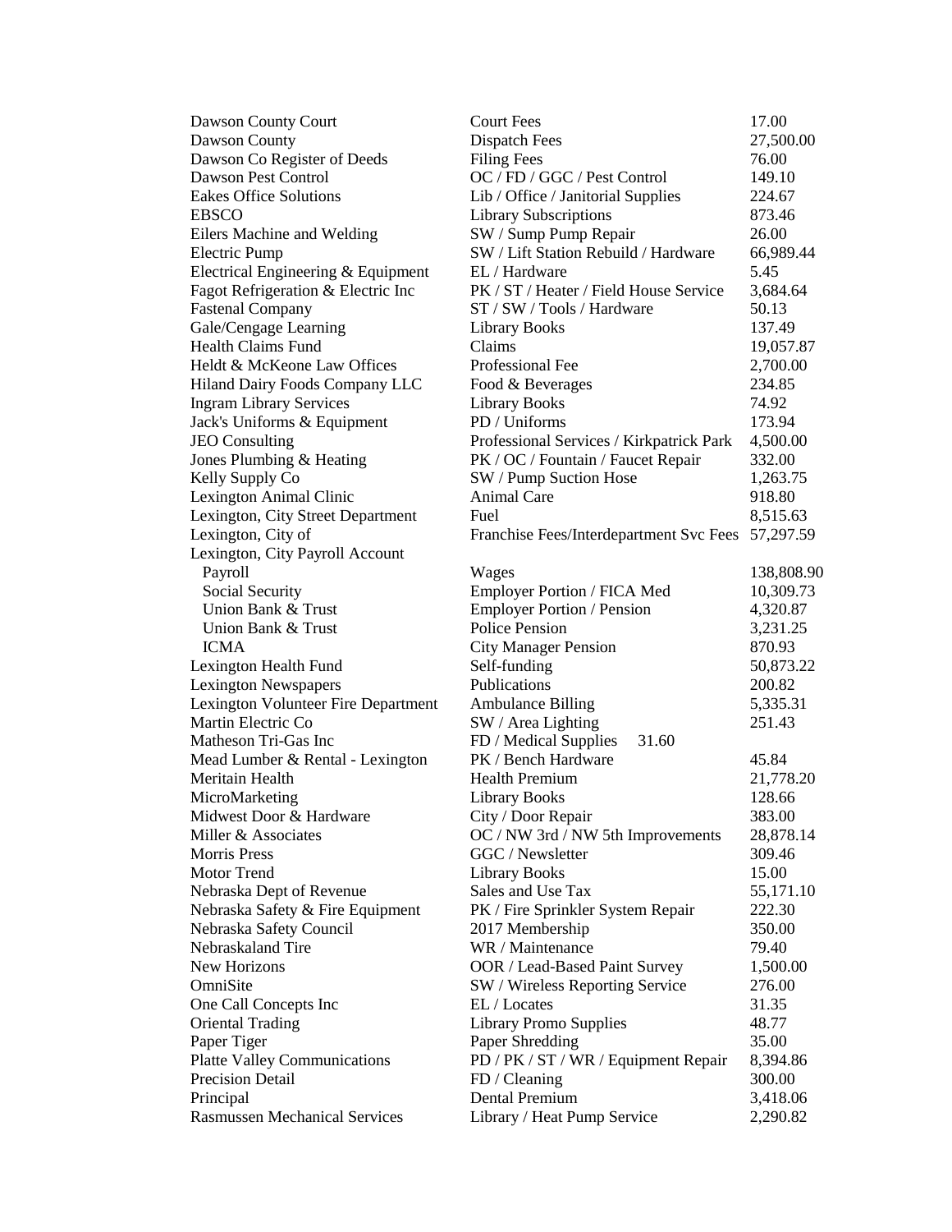| | | |
|---|---|---|
| Dawson County Court | Court Fees | 17.00 |
| Dawson County | Dispatch Fees | 27,500.00 |
| Dawson Co Register of Deeds | Filing Fees | 76.00 |
| Dawson Pest Control | OC / FD / GGC / Pest Control | 149.10 |
| Eakes Office Solutions | Lib / Office / Janitorial Supplies | 224.67 |
| EBSCO | Library Subscriptions | 873.46 |
| Eilers Machine and Welding | SW / Sump Pump Repair | 26.00 |
| Electric Pump | SW / Lift Station Rebuild / Hardware | 66,989.44 |
| Electrical Engineering & Equipment | EL / Hardware | 5.45 |
| Fagot Refrigeration & Electric Inc | PK / ST / Heater / Field House Service | 3,684.64 |
| Fastenal Company | ST / SW / Tools / Hardware | 50.13 |
| Gale/Cengage Learning | Library Books | 137.49 |
| Health Claims Fund | Claims | 19,057.87 |
| Heldt & McKeone Law Offices | Professional Fee | 2,700.00 |
| Hiland Dairy Foods Company LLC | Food & Beverages | 234.85 |
| Ingram Library Services | Library Books | 74.92 |
| Jack's Uniforms & Equipment | PD / Uniforms | 173.94 |
| JEO Consulting | Professional Services / Kirkpatrick Park | 4,500.00 |
| Jones Plumbing & Heating | PK / OC / Fountain / Faucet Repair | 332.00 |
| Kelly Supply Co | SW / Pump Suction Hose | 1,263.75 |
| Lexington Animal Clinic | Animal Care | 918.80 |
| Lexington, City Street Department | Fuel | 8,515.63 |
| Lexington, City of | Franchise Fees/Interdepartment Svc Fees | 57,297.59 |
| Lexington, City Payroll Account | | |
| Payroll | Wages | 138,808.90 |
| Social Security | Employer Portion / FICA Med | 10,309.73 |
| Union Bank & Trust | Employer Portion / Pension | 4,320.87 |
| Union Bank & Trust | Police Pension | 3,231.25 |
| ICMA | City Manager Pension | 870.93 |
| Lexington Health Fund | Self-funding | 50,873.22 |
| Lexington Newspapers | Publications | 200.82 |
| Lexington Volunteer Fire Department | Ambulance Billing | 5,335.31 |
| Martin Electric Co | SW / Area Lighting | 251.43 |
| Matheson Tri-Gas Inc | FD / Medical Supplies | 31.60 |
| Mead Lumber & Rental - Lexington | PK / Bench Hardware | 45.84 |
| Meritain Health | Health Premium | 21,778.20 |
| MicroMarketing | Library Books | 128.66 |
| Midwest Door & Hardware | City / Door Repair | 383.00 |
| Miller & Associates | OC / NW 3rd / NW 5th Improvements | 28,878.14 |
| Morris Press | GGC / Newsletter | 309.46 |
| Motor Trend | Library Books | 15.00 |
| Nebraska Dept of Revenue | Sales and Use Tax | 55,171.10 |
| Nebraska Safety & Fire Equipment | PK / Fire Sprinkler System Repair | 222.30 |
| Nebraska Safety Council | 2017 Membership | 350.00 |
| Nebraskaland Tire | WR / Maintenance | 79.40 |
| New Horizons | OOR / Lead-Based Paint Survey | 1,500.00 |
| OmniSite | SW / Wireless Reporting Service | 276.00 |
| One Call Concepts Inc | EL / Locates | 31.35 |
| Oriental Trading | Library Promo Supplies | 48.77 |
| Paper Tiger | Paper Shredding | 35.00 |
| Platte Valley Communications | PD / PK / ST / WR / Equipment Repair | 8,394.86 |
| Precision Detail | FD / Cleaning | 300.00 |
| Principal | Dental Premium | 3,418.06 |
| Rasmussen Mechanical Services | Library / Heat Pump Service | 2,290.82 |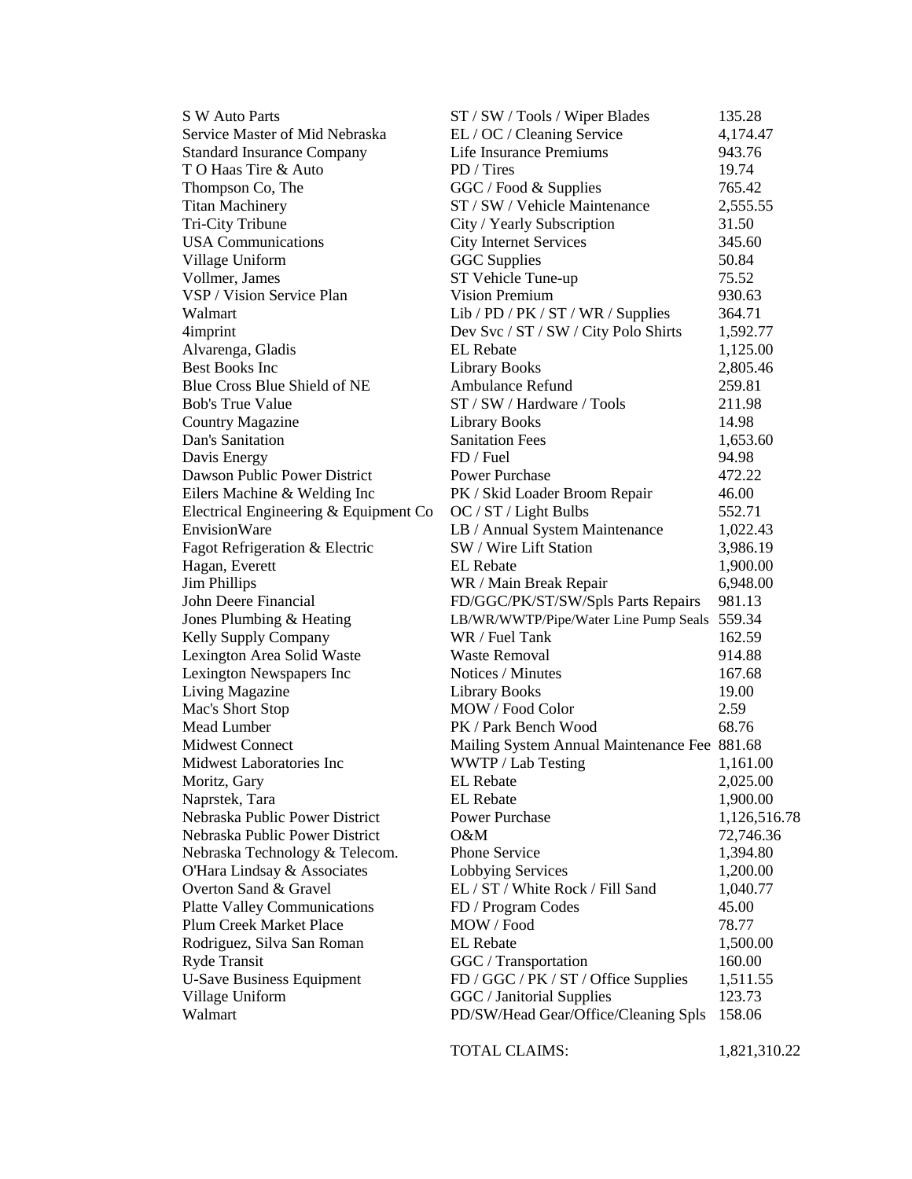| | | |
|---|---|---|
| S W Auto Parts | ST / SW / Tools / Wiper Blades | 135.28 |
| Service Master of Mid Nebraska | EL / OC / Cleaning Service | 4,174.47 |
| Standard Insurance Company | Life Insurance Premiums | 943.76 |
| T O Haas Tire & Auto | PD / Tires | 19.74 |
| Thompson Co, The | GGC / Food & Supplies | 765.42 |
| Titan Machinery | ST / SW / Vehicle Maintenance | 2,555.55 |
| Tri-City Tribune | City / Yearly Subscription | 31.50 |
| USA Communications | City Internet Services | 345.60 |
| Village Uniform | GGC Supplies | 50.84 |
| Vollmer, James | ST Vehicle Tune-up | 75.52 |
| VSP / Vision Service Plan | Vision Premium | 930.63 |
| Walmart | Lib / PD / PK / ST / WR / Supplies | 364.71 |
| 4imprint | Dev Svc / ST / SW / City Polo Shirts | 1,592.77 |
| Alvarenga, Gladis | EL Rebate | 1,125.00 |
| Best Books Inc | Library Books | 2,805.46 |
| Blue Cross Blue Shield of NE | Ambulance Refund | 259.81 |
| Bob's True Value | ST / SW / Hardware / Tools | 211.98 |
| Country Magazine | Library Books | 14.98 |
| Dan's Sanitation | Sanitation Fees | 1,653.60 |
| Davis Energy | FD / Fuel | 94.98 |
| Dawson Public Power District | Power Purchase | 472.22 |
| Eilers Machine & Welding Inc | PK / Skid Loader Broom Repair | 46.00 |
| Electrical Engineering & Equipment Co | OC / ST / Light Bulbs | 552.71 |
| EnvisionWare | LB / Annual System Maintenance | 1,022.43 |
| Fagot Refrigeration & Electric | SW / Wire Lift Station | 3,986.19 |
| Hagan, Everett | EL Rebate | 1,900.00 |
| Jim Phillips | WR / Main Break Repair | 6,948.00 |
| John Deere Financial | FD/GGC/PK/ST/SW/Spls Parts Repairs | 981.13 |
| Jones Plumbing & Heating | LB/WR/WWTP/Pipe/Water Line Pump Seals | 559.34 |
| Kelly Supply Company | WR / Fuel Tank | 162.59 |
| Lexington Area Solid Waste | Waste Removal | 914.88 |
| Lexington Newspapers Inc | Notices / Minutes | 167.68 |
| Living Magazine | Library Books | 19.00 |
| Mac's Short Stop | MOW / Food Color | 2.59 |
| Mead Lumber | PK / Park Bench Wood | 68.76 |
| Midwest Connect | Mailing System Annual Maintenance Fee | 881.68 |
| Midwest Laboratories Inc | WWTP / Lab Testing | 1,161.00 |
| Moritz, Gary | EL Rebate | 2,025.00 |
| Naprstek, Tara | EL Rebate | 1,900.00 |
| Nebraska Public Power District | Power Purchase | 1,126,516.78 |
| Nebraska Public Power District | O&M | 72,746.36 |
| Nebraska Technology & Telecom. | Phone Service | 1,394.80 |
| O'Hara Lindsay & Associates | Lobbying Services | 1,200.00 |
| Overton Sand & Gravel | EL / ST / White Rock / Fill Sand | 1,040.77 |
| Platte Valley Communications | FD / Program Codes | 45.00 |
| Plum Creek Market Place | MOW / Food | 78.77 |
| Rodriguez, Silva San Roman | EL Rebate | 1,500.00 |
| Ryde Transit | GGC / Transportation | 160.00 |
| U-Save Business Equipment | FD / GGC / PK / ST / Office Supplies | 1,511.55 |
| Village Uniform | GGC / Janitorial Supplies | 123.73 |
| Walmart | PD/SW/Head Gear/Office/Cleaning Spls | 158.06 |
| | TOTAL CLAIMS: | 1,821,310.22 |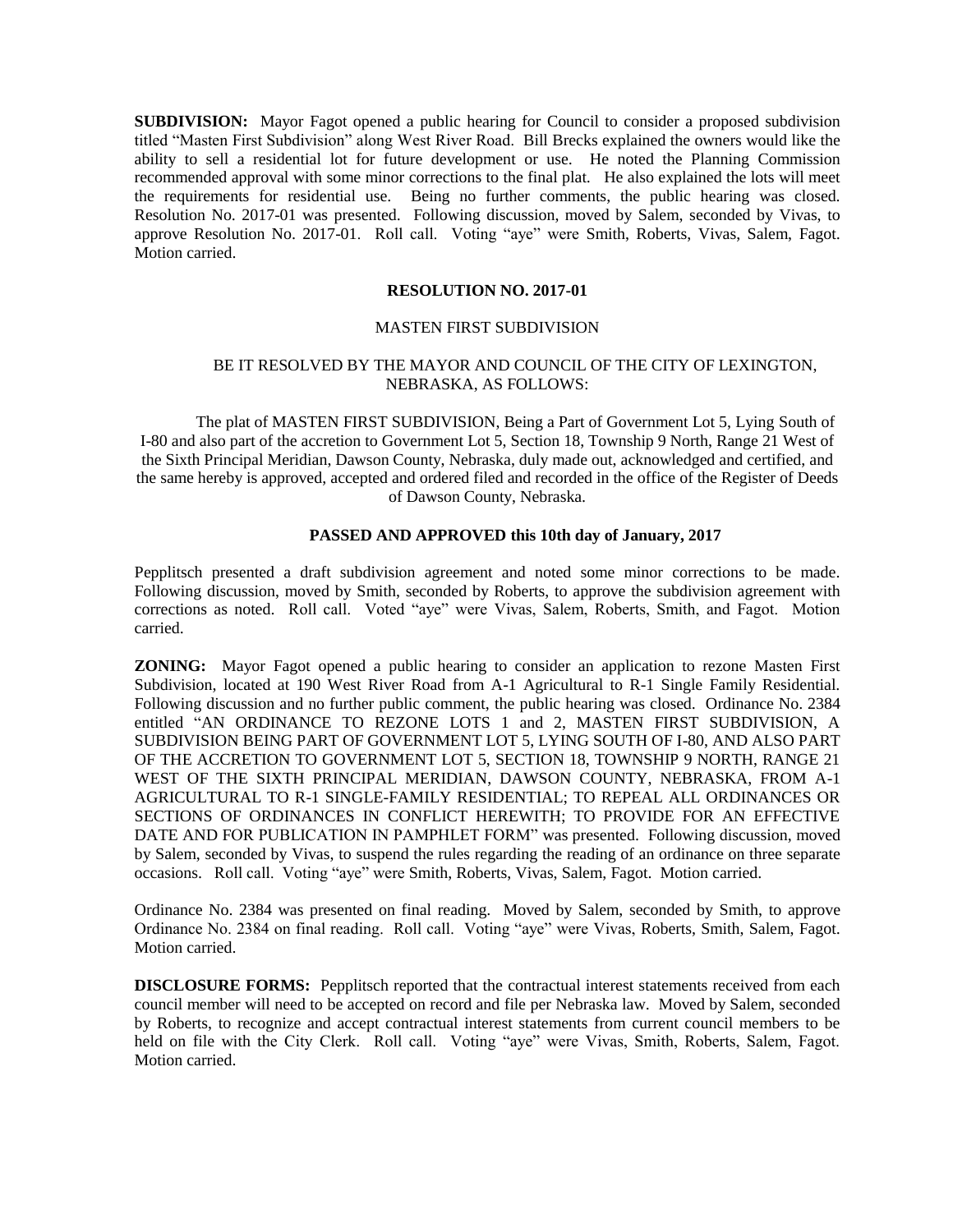**SUBDIVISION:** Mayor Fagot opened a public hearing for Council to consider a proposed subdivision titled "Masten First Subdivision" along West River Road. Bill Brecks explained the owners would like the ability to sell a residential lot for future development or use. He noted the Planning Commission recommended approval with some minor corrections to the final plat. He also explained the lots will meet the requirements for residential use. Being no further comments, the public hearing was closed. Resolution No. 2017-01 was presented. Following discussion, moved by Salem, seconded by Vivas, to approve Resolution No. 2017-01. Roll call. Voting "aye" were Smith, Roberts, Vivas, Salem, Fagot. Motion carried.

**RESOLUTION NO. 2017-01**

MASTEN FIRST SUBDIVISION

BE IT RESOLVED BY THE MAYOR AND COUNCIL OF THE CITY OF LEXINGTON, NEBRASKA, AS FOLLOWS:

The plat of MASTEN FIRST SUBDIVISION, Being a Part of Government Lot 5, Lying South of I-80 and also part of the accretion to Government Lot 5, Section 18, Township 9 North, Range 21 West of the Sixth Principal Meridian, Dawson County, Nebraska, duly made out, acknowledged and certified, and the same hereby is approved, accepted and ordered filed and recorded in the office of the Register of Deeds of Dawson County, Nebraska.

**PASSED AND APPROVED this 10th day of January, 2017**

Pepplitsch presented a draft subdivision agreement and noted some minor corrections to be made. Following discussion, moved by Smith, seconded by Roberts, to approve the subdivision agreement with corrections as noted. Roll call. Voted "aye" were Vivas, Salem, Roberts, Smith, and Fagot. Motion carried.

**ZONING:** Mayor Fagot opened a public hearing to consider an application to rezone Masten First Subdivision, located at 190 West River Road from A-1 Agricultural to R-1 Single Family Residential. Following discussion and no further public comment, the public hearing was closed. Ordinance No. 2384 entitled "AN ORDINANCE TO REZONE LOTS 1 and 2, MASTEN FIRST SUBDIVISION, A SUBDIVISION BEING PART OF GOVERNMENT LOT 5, LYING SOUTH OF I-80, AND ALSO PART OF THE ACCRETION TO GOVERNMENT LOT 5, SECTION 18, TOWNSHIP 9 NORTH, RANGE 21 WEST OF THE SIXTH PRINCIPAL MERIDIAN, DAWSON COUNTY, NEBRASKA, FROM A-1 AGRICULTURAL TO R-1 SINGLE-FAMILY RESIDENTIAL; TO REPEAL ALL ORDINANCES OR SECTIONS OF ORDINANCES IN CONFLICT HEREWITH; TO PROVIDE FOR AN EFFECTIVE DATE AND FOR PUBLICATION IN PAMPHLET FORM" was presented. Following discussion, moved by Salem, seconded by Vivas, to suspend the rules regarding the reading of an ordinance on three separate occasions. Roll call. Voting "aye" were Smith, Roberts, Vivas, Salem, Fagot. Motion carried.

Ordinance No. 2384 was presented on final reading. Moved by Salem, seconded by Smith, to approve Ordinance No. 2384 on final reading. Roll call. Voting "aye" were Vivas, Roberts, Smith, Salem, Fagot. Motion carried.

**DISCLOSURE FORMS:** Pepplitsch reported that the contractual interest statements received from each council member will need to be accepted on record and file per Nebraska law. Moved by Salem, seconded by Roberts, to recognize and accept contractual interest statements from current council members to be held on file with the City Clerk. Roll call. Voting "aye" were Vivas, Smith, Roberts, Salem, Fagot. Motion carried.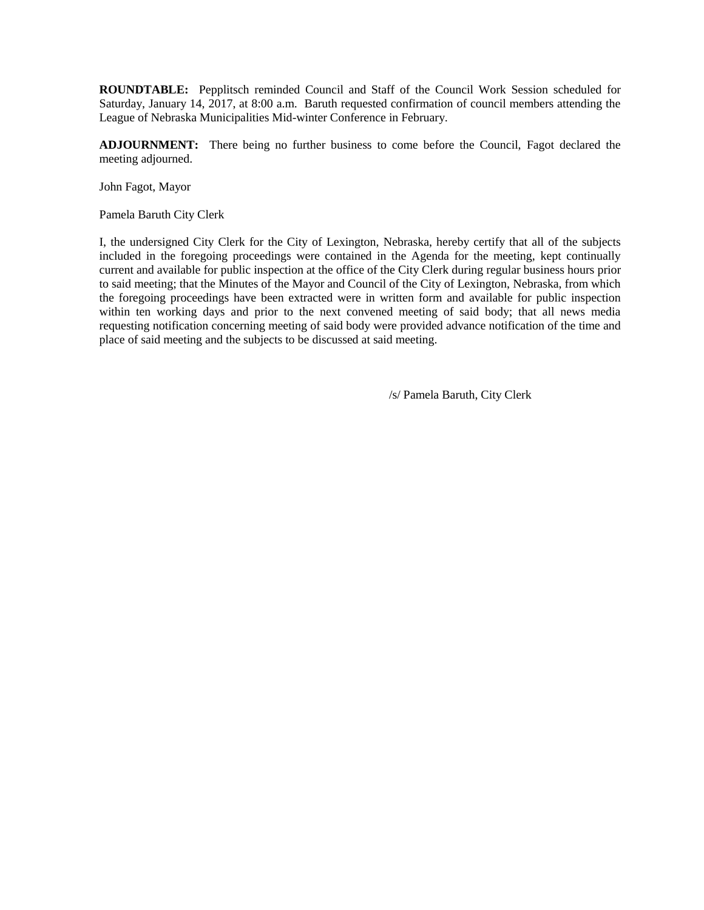**ROUNDTABLE:** Pepplitsch reminded Council and Staff of the Council Work Session scheduled for Saturday, January 14, 2017, at 8:00 a.m. Baruth requested confirmation of council members attending the League of Nebraska Municipalities Mid-winter Conference in February.

**ADJOURNMENT:** There being no further business to come before the Council, Fagot declared the meeting adjourned.

John Fagot, Mayor

Pamela Baruth City Clerk

I, the undersigned City Clerk for the City of Lexington, Nebraska, hereby certify that all of the subjects included in the foregoing proceedings were contained in the Agenda for the meeting, kept continually current and available for public inspection at the office of the City Clerk during regular business hours prior to said meeting; that the Minutes of the Mayor and Council of the City of Lexington, Nebraska, from which the foregoing proceedings have been extracted were in written form and available for public inspection within ten working days and prior to the next convened meeting of said body; that all news media requesting notification concerning meeting of said body were provided advance notification of the time and place of said meeting and the subjects to be discussed at said meeting.

/s/ Pamela Baruth, City Clerk